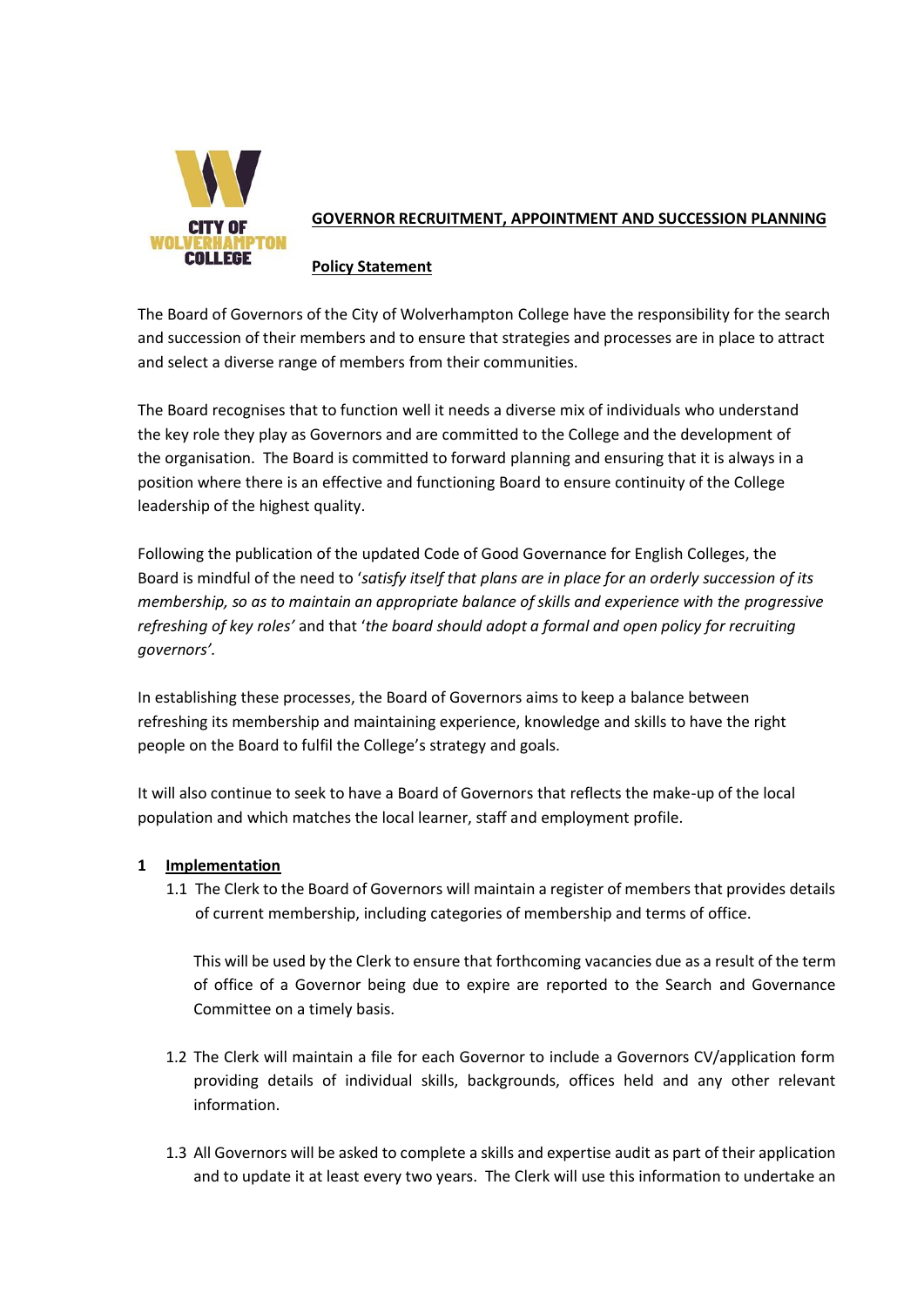# GOVERNOR RECRUITMENT, APPOINTMENT AND SUCCESSION PLANNING

## Policy Statement

The Board of Governors of the City of Wolverhampton College have the responsibility for the search and succession of their members and to ensure that strategies and processes are in place to attract and select a diverse range of members from their communities.

The Board recognises that to function well it needs a diverse mix of individuals who understand the key role they play as Governors and are committed to the College and the development of the organisation. The Board is committed to forward planning and ensuring that it is always in a position where there is an effective and functioning Board to ensure continuity of the College leadership of the highest quality.

Following the publication of the updated Code of Good Governance for English Colleges, the Board is mindful of the need to '*satisfy itself that plans are in place for an orderly succession of its membership, so as to maintain an appropriate balance of skills and experience with the progressive refreshing of key roles'* and that '*the board should adopt a formal and open policy for recruiting governors'.*

In establishing these processes, the Board of Governors aims to keep a balance between refreshing its membership and maintaining experience, knowledge and skills to have the right people on the Board to fulfil the College's strategy and goals.

It will also continue to seek to have a Board of Governors that reflects the make-up of the local population and which matches the local learner, staff and employment profile.

## 1 Implementation

1.1 The Clerk to the Board of Governors will maintain a register of members that provides details of current membership, including categories of membership and terms of office.

This will be used by the Clerk to ensure that forthcoming vacancies due as a result of the term of office of a Governor being due to expire are reported to the Search and Governance Committee on a timely basis.

1.2 The Clerk will maintain a file for each Governor to include a Governors CV/application form providing details of individual skills, backgrounds, offices held and any other relevant information.

1.3 All Governors will be asked to complete a skills and expertise audit as part of their application and to update it at least every two years. The Clerk will use this information to undertake an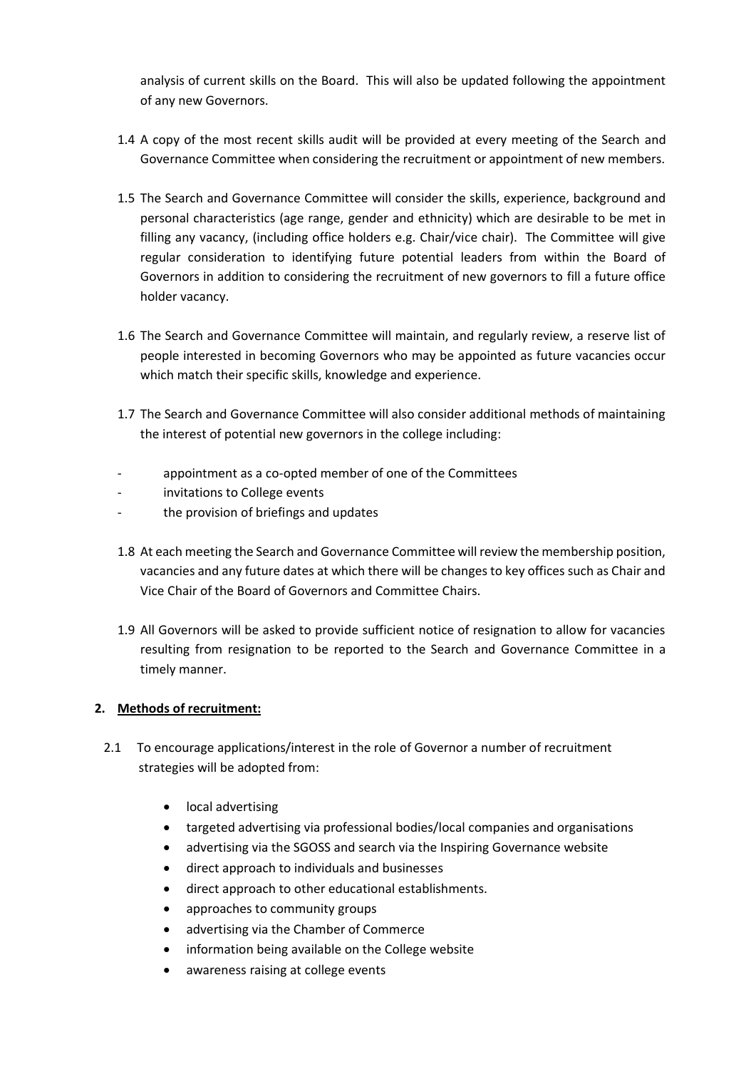analysis of current skills on the Board. This will also be updated following the appointment of any new Governors.

1.4 A copy of the most recent skills audit will be provided at every meeting of the Search and Governance Committee when considering the recruitment or appointment of new members.

1.5 The Search and Governance Committee will consider the skills, experience, background and personal characteristics (age range, gender and ethnicity) which are desirable to be met in filling any vacancy, (including office holders e.g. Chair/vice chair). The Committee will give regular consideration to identifying future potential leaders from within the Board of Governors in addition to considering the recruitment of new governors to fill a future office holder vacancy.

1.6 The Search and Governance Committee will maintain, and regularly review, a reserve list of people interested in becoming Governors who may be appointed as future vacancies occur which match their specific skills, knowledge and experience.

1.7 The Search and Governance Committee will also consider additional methods of maintaining the interest of potential new governors in the college including:

- appointment as a co-opted member of one of the Committees
- invitations to College events
- the provision of briefings and updates

1.8 At each meeting the Search and Governance Committee will review the membership position, vacancies and any future dates at which there will be changes to key offices such as Chair and Vice Chair of the Board of Governors and Committee Chairs.

1.9 All Governors will be asked to provide sufficient notice of resignation to allow for vacancies resulting from resignation to be reported to the Search and Governance Committee in a timely manner.

## 2. Methods of recruitment:

2.1 To encourage applications/interest in the role of Governor a number of recruitment strategies will be adopted from:

- local advertising
- targeted advertising via professional bodies/local companies and organisations
- advertising via the SGOSS and search via the Inspiring Governance website
- direct approach to individuals and businesses
- direct approach to other educational establishments.
- approaches to community groups
- advertising via the Chamber of Commerce
- information being available on the College website
- awareness raising at college events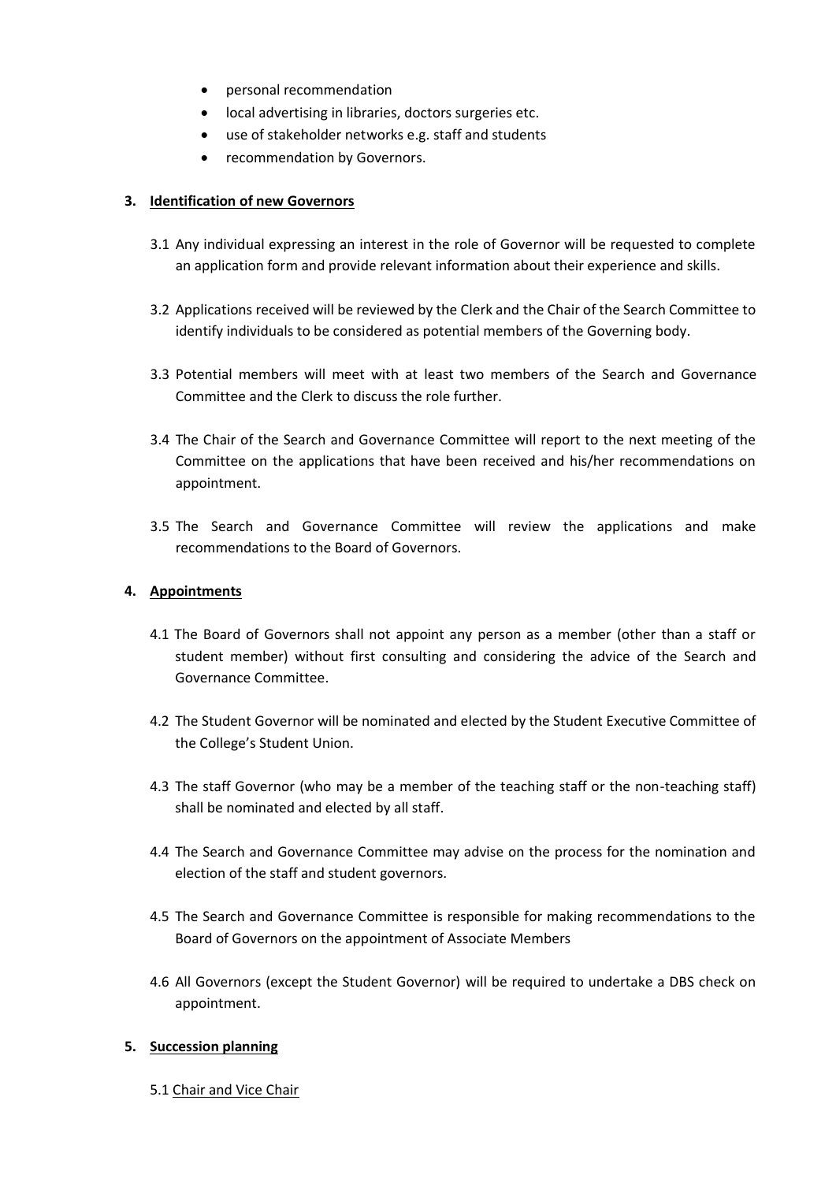- personal recommendation
- local advertising in libraries, doctors surgeries etc.
- use of stakeholder networks e.g. staff and students
- recommendation by Governors.

## 3. Identification of new Governors

3.1 Any individual expressing an interest in the role of Governor will be requested to complete an application form and provide relevant information about their experience and skills.

3.2 Applications received will be reviewed by the Clerk and the Chair of the Search Committee to identify individuals to be considered as potential members of the Governing body.

3.3 Potential members will meet with at least two members of the Search and Governance Committee and the Clerk to discuss the role further.

3.4 The Chair of the Search and Governance Committee will report to the next meeting of the Committee on the applications that have been received and his/her recommendations on appointment.

3.5 The Search and Governance Committee will review the applications and make recommendations to the Board of Governors.

## 4. Appointments

4.1 The Board of Governors shall not appoint any person as a member (other than a staff or student member) without first consulting and considering the advice of the Search and Governance Committee.

4.2 The Student Governor will be nominated and elected by the Student Executive Committee of the College's Student Union.

4.3 The staff Governor (who may be a member of the teaching staff or the non-teaching staff) shall be nominated and elected by all staff.

4.4 The Search and Governance Committee may advise on the process for the nomination and election of the staff and student governors.

4.5 The Search and Governance Committee is responsible for making recommendations to the Board of Governors on the appointment of Associate Members

4.6 All Governors (except the Student Governor) will be required to undertake a DBS check on appointment.

## 5. Succession planning

5.1 Chair and Vice Chair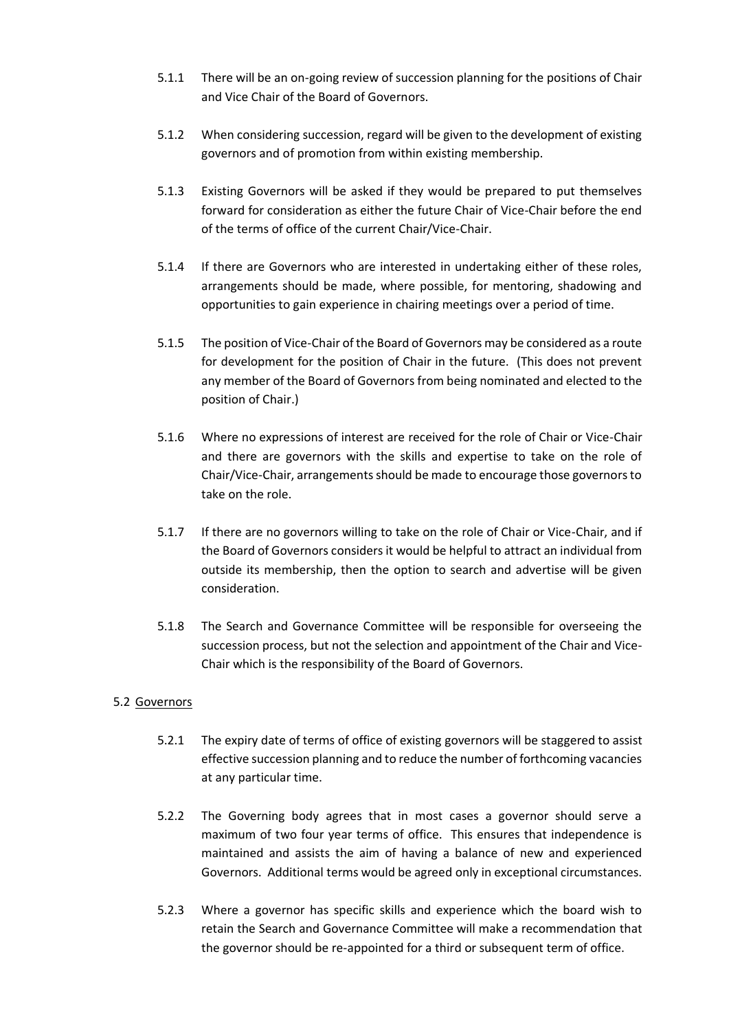5.1.1 There will be an on-going review of succession planning for the positions of Chair and Vice Chair of the Board of Governors.

5.1.2 When considering succession, regard will be given to the development of existing governors and of promotion from within existing membership.

5.1.3 Existing Governors will be asked if they would be prepared to put themselves forward for consideration as either the future Chair of Vice-Chair before the end of the terms of office of the current Chair/Vice-Chair.

5.1.4 If there are Governors who are interested in undertaking either of these roles, arrangements should be made, where possible, for mentoring, shadowing and opportunities to gain experience in chairing meetings over a period of time.

5.1.5 The position of Vice-Chair of the Board of Governors may be considered as a route for development for the position of Chair in the future. (This does not prevent any member of the Board of Governors from being nominated and elected to the position of Chair.)

5.1.6 Where no expressions of interest are received for the role of Chair or Vice-Chair and there are governors with the skills and expertise to take on the role of Chair/Vice-Chair, arrangements should be made to encourage those governors to take on the role.

5.1.7 If there are no governors willing to take on the role of Chair or Vice-Chair, and if the Board of Governors considers it would be helpful to attract an individual from outside its membership, then the option to search and advertise will be given consideration.

5.1.8 The Search and Governance Committee will be responsible for overseeing the succession process, but not the selection and appointment of the Chair and Vice-Chair which is the responsibility of the Board of Governors.

5.2 Governors

5.2.1 The expiry date of terms of office of existing governors will be staggered to assist effective succession planning and to reduce the number of forthcoming vacancies at any particular time.

5.2.2 The Governing body agrees that in most cases a governor should serve a maximum of two four year terms of office. This ensures that independence is maintained and assists the aim of having a balance of new and experienced Governors. Additional terms would be agreed only in exceptional circumstances.

5.2.3 Where a governor has specific skills and experience which the board wish to retain the Search and Governance Committee will make a recommendation that the governor should be re-appointed for a third or subsequent term of office.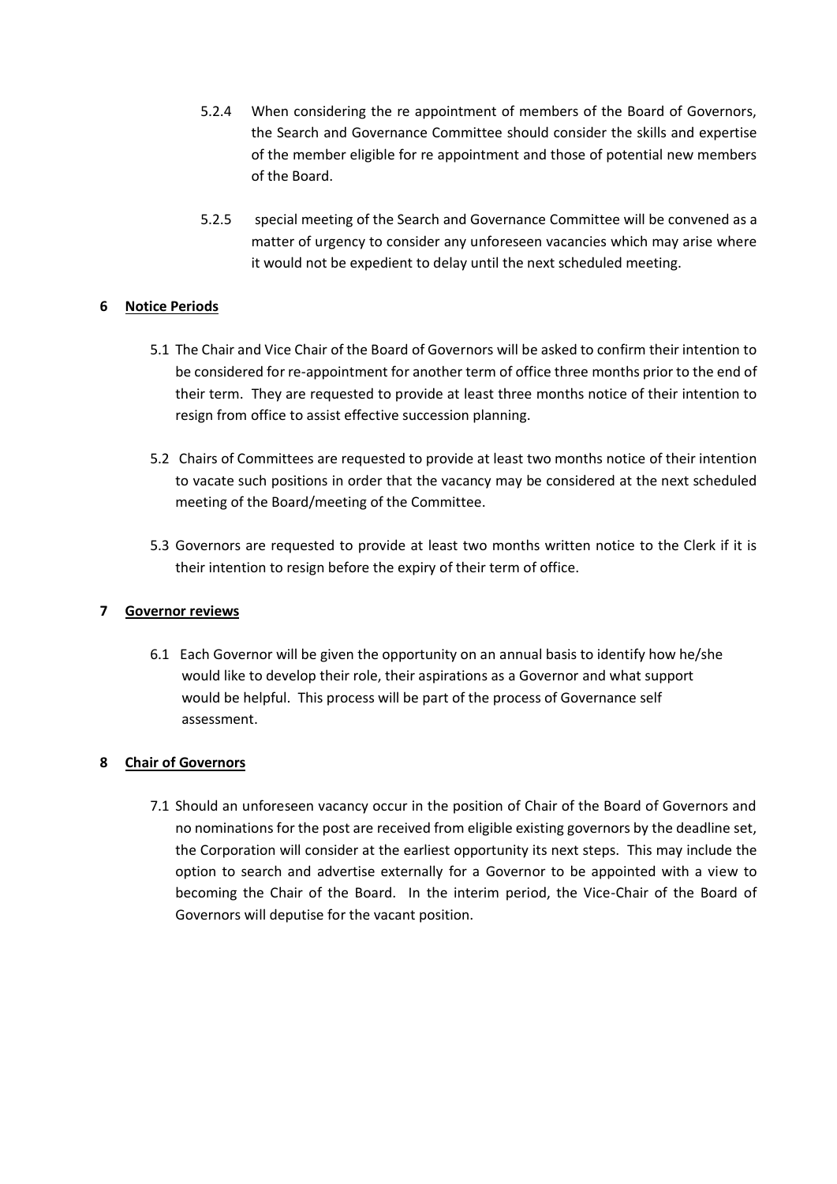5.2.4 When considering the re appointment of members of the Board of Governors, the Search and Governance Committee should consider the skills and expertise of the member eligible for re appointment and those of potential new members of the Board.

5.2.5 special meeting of the Search and Governance Committee will be convened as a matter of urgency to consider any unforeseen vacancies which may arise where it would not be expedient to delay until the next scheduled meeting.

## 6 Notice Periods

5.1 The Chair and Vice Chair of the Board of Governors will be asked to confirm their intention to be considered for re-appointment for another term of office three months prior to the end of their term. They are requested to provide at least three months notice of their intention to resign from office to assist effective succession planning.

5.2 Chairs of Committees are requested to provide at least two months notice of their intention to vacate such positions in order that the vacancy may be considered at the next scheduled meeting of the Board/meeting of the Committee.

5.3 Governors are requested to provide at least two months written notice to the Clerk if it is their intention to resign before the expiry of their term of office.

## 7 Governor reviews

6.1 Each Governor will be given the opportunity on an annual basis to identify how he/she would like to develop their role, their aspirations as a Governor and what support would be helpful. This process will be part of the process of Governance self assessment.

## 8 Chair of Governors

7.1 Should an unforeseen vacancy occur in the position of Chair of the Board of Governors and no nominations for the post are received from eligible existing governors by the deadline set, the Corporation will consider at the earliest opportunity its next steps. This may include the option to search and advertise externally for a Governor to be appointed with a view to becoming the Chair of the Board. In the interim period, the Vice-Chair of the Board of Governors will deputise for the vacant position.